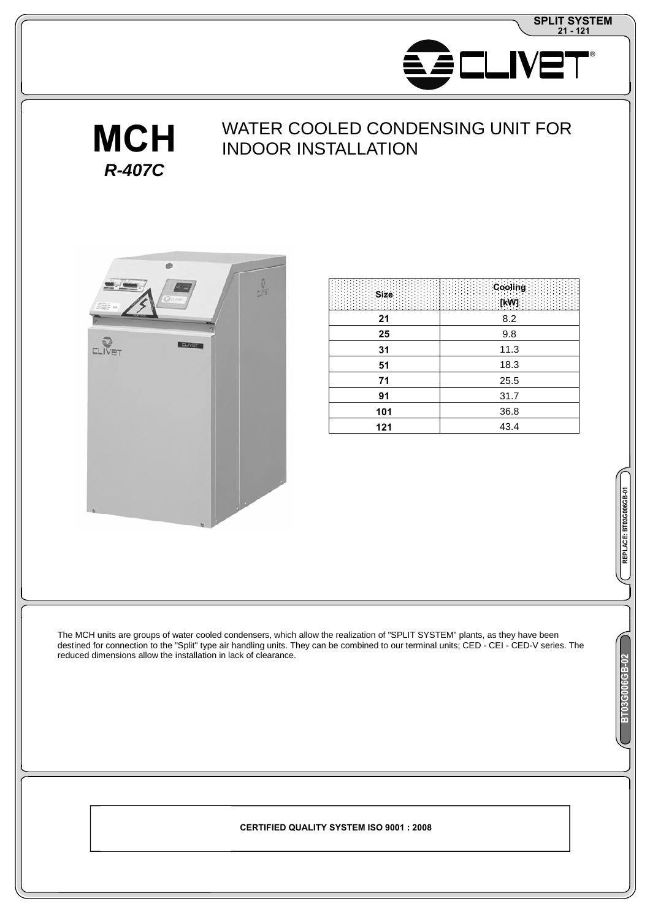SPLIT SYSTEM
21 - 121

# MCH

***R-407C***

## WATER COOLED CONDENSING UNIT FOR INDOOR INSTALLATION

| Size | Cooling [kW] |
|---|---|
| 21 | 8.2 |
| 25 | 9.8 |
| 31 | 11.3 |
| 51 | 18.3 |
| 71 | 25.5 |
| 91 | 31.7 |
| 101 | 36.8 |
| 121 | 43.4 |

REPLACE: BT03G006GB-01

The MCH units are groups of water cooled condensers, which allow the realization of "SPLIT SYSTEM" plants, as they have been destined for connection to the "Split" type air handling units. They can be combined to our terminal units; CED - CEI - CED-V series. The reduced dimensions allow the installation in lack of clearance.

BT03G006GB-02

**CERTIFIED QUALITY SYSTEM ISO 9001 : 2008**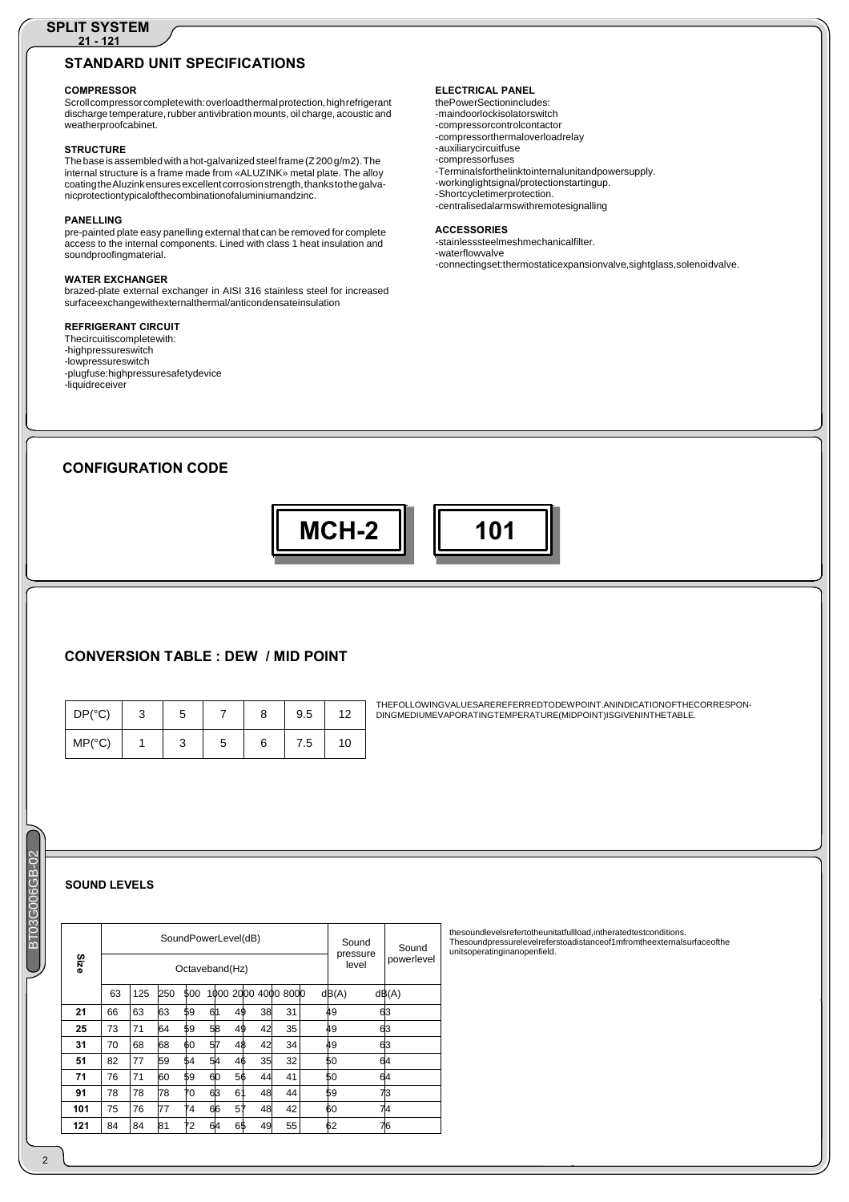## STANDARD UNIT SPECIFICATIONS

### COMPRESSOR

Scroll compressor complete with: overload thermal protection, high refrigerant discharge temperature, rubber antivibration mounts, oil charge, acoustic and weatherproof cabinet.

### STRUCTURE

The base is assembled with a hot-galvanized steel frame (Z 200 g/m2). The internal structure is a frame made from «ALUZINK» metal plate. The alloy coating the Aluzink ensures excellent corrosion strength, thanks to the galvanic protection typical of the combination of aluminium and zinc.

### PANELLING

pre-painted plate easy panelling external that can be removed for complete access to the internal components. Lined with class 1 heat insulation and soundproofing material.

### WATER EXCHANGER

brazed-plate external exchanger in AISI 316 stainless steel for increased surface exchange with external thermal/anticondensate insulation

### REFRIGERANT CIRCUIT

The circuit is complete with:
- high pressure switch
- low pressure switch
- plug fuse: high pressure safety device
- liquid receiver

### ELECTRICAL PANEL

the Power Section includes:
- main door lock isolator switch
- compressor control contactor
- compressor thermal overload relay
- auxiliary circuit fuse
- compressor fuses
- Terminals for the link to internal unit and power supply.
- working light signal/protection starting up.
- Short cycle timer protection.
- centralised alarms with remote signalling

### ACCESSORIES

- stainless steel mesh mechanical filter.
- water flow valve
- connecting set: thermostatic expansion valve, sight glass, solenoid valve.

## CONFIGURATION CODE

**MCH-2** | **101**

## CONVERSION TABLE : DEW / MID POINT

| DP(°C) | 3 | 5 | 7 | 8 | 9.5 | 12 |
|---|---|---|---|---|---|---|
| MP(°C) | 1 | 3 | 5 | 6 | 7.5 | 10 |

THE FOLLOWING VALUES ARE REFERRED TO DEW POINT. AN INDICATION OF THE CORRESPONDING MEDIUM EVAPORATING TEMPERATURE (MID POINT) IS GIVEN IN THE TABLE.

### SOUND LEVELS

| Size | Sound Power Level (dB) | | | | | | | | Sound pressure level | Sound power level |
|---|---|---|---|---|---|---|---|---|---|---|
| | Octave band (Hz) | | | | | | | | | |
| | 63 | 125 | 250 | 500 | 1000 | 2000 | 4000 | 8000 | dB(A) | dB(A) |
| 21 | 66 | 63 | 63 | 59 | 61 | 49 | 38 | 31 | 49 | 63 |
| 25 | 73 | 71 | 64 | 59 | 58 | 49 | 42 | 35 | 49 | 63 |
| 31 | 70 | 68 | 68 | 60 | 57 | 48 | 42 | 34 | 49 | 63 |
| 51 | 82 | 77 | 59 | 54 | 54 | 46 | 35 | 32 | 50 | 64 |
| 71 | 76 | 71 | 60 | 59 | 60 | 56 | 44 | 41 | 50 | 64 |
| 91 | 78 | 78 | 78 | 70 | 63 | 61 | 48 | 44 | 59 | 73 |
| 101 | 75 | 76 | 77 | 74 | 66 | 57 | 48 | 42 | 60 | 74 |
| 121 | 84 | 84 | 81 | 72 | 64 | 65 | 49 | 55 | 62 | 76 |

the sound levels refer to the unit at full load, in the rated test conditions. The sound pressure level refers to a distance of 1m from the external surface of the unit operating in an open field.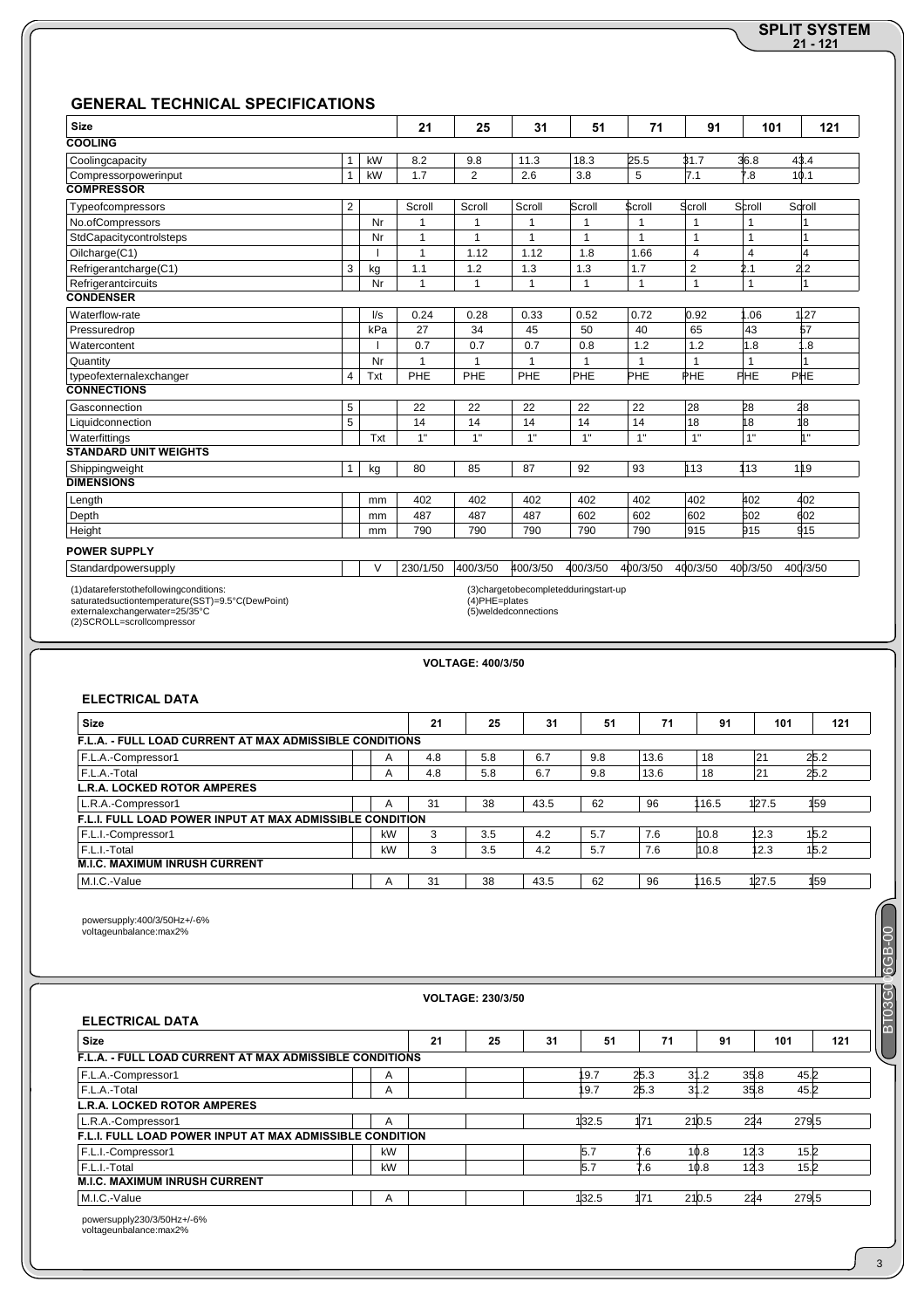## GENERAL TECHNICAL SPECIFICATIONS

| Size | | | 21 | 25 | 31 | 51 | 71 | 91 | 101 | 121 |
|---|---|---|---|---|---|---|---|---|---|---|
| **COOLING** | | | | | | | | | | |
| Coolingcapacity | 1 | kW | 8.2 | 9.8 | 11.3 | 18.3 | 25.5 | 31.7 | 36.8 | 43.4 |
| Compressorpowerinput | 1 | kW | 1.7 | 2 | 2.6 | 3.8 | 5 | 7.1 | 7.8 | 10.1 |
| **COMPRESSOR** | | | | | | | | | | |
| Typeofcompressors | 2 | | Scroll | Scroll | Scroll | Scroll | Scroll | Scroll | Scroll | Scroll |
| No.ofCompressors | | Nr | 1 | 1 | 1 | 1 | 1 | 1 | 1 | 1 |
| StdCapacitycontrolsteps | | Nr | 1 | 1 | 1 | 1 | 1 | 1 | 1 | 1 |
| Oilcharge(C1) | | l | 1 | 1.12 | 1.12 | 1.8 | 1.66 | 4 | 4 | 4 |
| Refrigerantcharge(C1) | 3 | kg | 1.1 | 1.2 | 1.3 | 1.3 | 1.7 | 2 | 2.1 | 2.2 |
| Refrigerantcircuits | | Nr | 1 | 1 | 1 | 1 | 1 | 1 | 1 | 1 |
| **CONDENSER** | | | | | | | | | | |
| Waterflow-rate | | l/s | 0.24 | 0.28 | 0.33 | 0.52 | 0.72 | 0.92 | 1.06 | 1.27 |
| Pressuredrop | | kPa | 27 | 34 | 45 | 50 | 40 | 65 | 43 | 57 |
| Watercontent | | l | 0.7 | 0.7 | 0.7 | 0.8 | 1.2 | 1.2 | 1.8 | 1.8 |
| Quantity | | Nr | 1 | 1 | 1 | 1 | 1 | 1 | 1 | 1 |
| typeofexternalexchanger | 4 | Txt | PHE | PHE | PHE | PHE | PHE | PHE | PHE | PHE |
| **CONNECTIONS** | | | | | | | | | | |
| Gasconnection | 5 | | 22 | 22 | 22 | 22 | 22 | 28 | 28 | 28 |
| Liquidconnection | 5 | | 14 | 14 | 14 | 14 | 14 | 18 | 18 | 18 |
| Waterfittings | | Txt | 1" | 1" | 1" | 1" | 1" | 1" | 1" | 1" |
| **STANDARD UNIT WEIGHTS** | | | | | | | | | | |
| Shippingweight | 1 | kg | 80 | 85 | 87 | 92 | 93 | 113 | 113 | 119 |
| **DIMENSIONS** | | | | | | | | | | |
| Length | | mm | 402 | 402 | 402 | 402 | 402 | 402 | 402 | 402 |
| Depth | | mm | 487 | 487 | 487 | 602 | 602 | 602 | 602 | 602 |
| Height | | mm | 790 | 790 | 790 | 790 | 790 | 915 | 915 | 915 |
| **POWER SUPPLY** | | | | | | | | | | |
| Standardpowersupply | | V | 230/1/50 | 400/3/50 | 400/3/50 | 400/3/50 | 400/3/50 | 400/3/50 | 400/3/50 | 400/3/50 |

(1)datareferstothefollowingconditions:
saturatedsuctiontemperature(SST)=9.5°C(DewPoint)
externalexchangerwater=25/35°C
(2)SCROLL=scrollcompressor

(3)chargetobecompletedduringstart-up
(4)PHE=plates
(5)weldedconnections

### VOLTAGE: 400/3/50

### ELECTRICAL DATA

| Size | | | 21 | 25 | 31 | 51 | 71 | 91 | 101 | 121 |
|---|---|---|---|---|---|---|---|---|---|---|
| **F.L.A. - FULL LOAD CURRENT AT MAX ADMISSIBLE CONDITIONS** | | | | | | | | | | |
| F.L.A.-Compressor1 | | A | 4.8 | 5.8 | 6.7 | 9.8 | 13.6 | 18 | 21 | 25.2 |
| F.L.A.-Total | | A | 4.8 | 5.8 | 6.7 | 9.8 | 13.6 | 18 | 21 | 25.2 |
| **L.R.A. LOCKED ROTOR AMPERES** | | | | | | | | | | |
| L.R.A.-Compressor1 | | A | 31 | 38 | 43.5 | 62 | 96 | 116.5 | 127.5 | 159 |
| **F.L.I. FULL LOAD POWER INPUT AT MAX ADMISSIBLE CONDITION** | | | | | | | | | | |
| F.L.I.-Compressor1 | | kW | 3 | 3.5 | 4.2 | 5.7 | 7.6 | 10.8 | 12.3 | 15.2 |
| F.L.I.-Total | | kW | 3 | 3.5 | 4.2 | 5.7 | 7.6 | 10.8 | 12.3 | 15.2 |
| **M.I.C. MAXIMUM INRUSH CURRENT** | | | | | | | | | | |
| M.I.C.-Value | | A | 31 | 38 | 43.5 | 62 | 96 | 116.5 | 127.5 | 159 |

powersupply:400/3/50Hz+/-6%
voltageunbalance:max2%

### VOLTAGE: 230/3/50

### ELECTRICAL DATA

| Size | | | 21 | 25 | 31 | 51 | 71 | 91 | 101 | 121 |
|---|---|---|---|---|---|---|---|---|---|---|
| **F.L.A. - FULL LOAD CURRENT AT MAX ADMISSIBLE CONDITIONS** | | | | | | | | | | |
| F.L.A.-Compressor1 | | A | | | | 19.7 | 25.3 | 31.2 | 35.8 | 45.2 |
| F.L.A.-Total | | A | | | | 19.7 | 25.3 | 31.2 | 35.8 | 45.2 |
| **L.R.A. LOCKED ROTOR AMPERES** | | | | | | | | | | |
| L.R.A.-Compressor1 | | A | | | | 132.5 | 171 | 210.5 | 224 | 279.5 |
| **F.L.I. FULL LOAD POWER INPUT AT MAX ADMISSIBLE CONDITION** | | | | | | | | | | |
| F.L.I.-Compressor1 | | kW | | | | 5.7 | 7.6 | 10.8 | 12.3 | 15.2 |
| F.L.I.-Total | | kW | | | | 5.7 | 7.6 | 10.8 | 12.3 | 15.2 |
| **M.I.C. MAXIMUM INRUSH CURRENT** | | | | | | | | | | |
| M.I.C.-Value | | A | | | | 132.5 | 171 | 210.5 | 224 | 279.5 |

powersupply230/3/50Hz+/-6%
voltageunbalance:max2%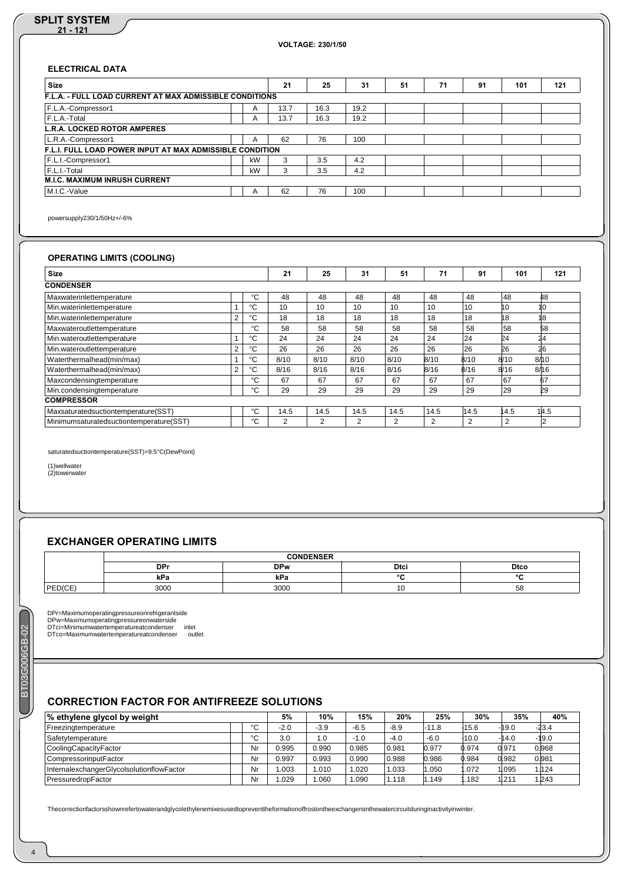VOLTAGE: 230/1/50

## ELECTRICAL DATA

| Size | | | 21 | 25 | 31 | 51 | 71 | 91 | 101 | 121 |
|---|---|---|---|---|---|---|---|---|---|---|
| **F.L.A. - FULL LOAD CURRENT AT MAX ADMISSIBLE CONDITIONS** | | | | | | | | | | |
| F.L.A.-Compressor1 | | A | 13.7 | 16.3 | 19.2 | | | | | |
| F.L.A.-Total | | A | 13.7 | 16.3 | 19.2 | | | | | |
| **L.R.A. LOCKED ROTOR AMPERES** | | | | | | | | | | |
| L.R.A.-Compressor1 | | A | 62 | 76 | 100 | | | | | |
| **F.L.I. FULL LOAD POWER INPUT AT MAX ADMISSIBLE CONDITION** | | | | | | | | | | |
| F.L.I.-Compressor1 | | kW | 3 | 3.5 | 4.2 | | | | | |
| F.L.I.-Total | | kW | 3 | 3.5 | 4.2 | | | | | |
| **M.I.C. MAXIMUM INRUSH CURRENT** | | | | | | | | | | |
| M.I.C.-Value | | A | 62 | 76 | 100 | | | | | |

powersupply230/1/50Hz+/-6%

## OPERATING LIMITS (COOLING)

| Size | | | 21 | 25 | 31 | 51 | 71 | 91 | 101 | 121 |
|---|---|---|---|---|---|---|---|---|---|---|
| **CONDENSER** | | | | | | | | | | |
| Maxwaterinlettemperature | | °C | 48 | 48 | 48 | 48 | 48 | 48 | 48 | 48 |
| Min.waterinlettemperature | 1 | °C | 10 | 10 | 10 | 10 | 10 | 10 | 10 | 10 |
| Min.waterinlettemperature | 2 | °C | 18 | 18 | 18 | 18 | 18 | 18 | 18 | 18 |
| Maxwateroutlettemperature | | °C | 58 | 58 | 58 | 58 | 58 | 58 | 58 | 58 |
| Min.wateroutlettemperature | 1 | °C | 24 | 24 | 24 | 24 | 24 | 24 | 24 | 24 |
| Min.wateroutlettemperature | 2 | °C | 26 | 26 | 26 | 26 | 26 | 26 | 26 | 26 |
| Waterthermalhead(min/max) | 1 | °C | 8/10 | 8/10 | 8/10 | 8/10 | 8/10 | 8/10 | 8/10 | 8/10 |
| Waterthermalhead(min/max) | 2 | °C | 8/16 | 8/16 | 8/16 | 8/16 | 8/16 | 8/16 | 8/16 | 8/16 |
| Maxcondensingtemperature | | °C | 67 | 67 | 67 | 67 | 67 | 67 | 67 | 67 |
| Min.condensingtemperature | | °C | 29 | 29 | 29 | 29 | 29 | 29 | 29 | 29 |
| **COMPRESSOR** | | | | | | | | | | |
| Maxsaturatedsuctiontemperature(SST) | | °C | 14.5 | 14.5 | 14.5 | 14.5 | 14.5 | 14.5 | 14.5 | 14.5 |
| Minimumsaturatedsuctiontemperature(SST) | | °C | 2 | 2 | 2 | 2 | 2 | 2 | 2 | 2 |

saturatedsuctiontemperature(SST)=9.5°C(DewPoint)

(1)wellwater
(2)towerwater

## EXCHANGER OPERATING LIMITS

| | CONDENSER | | | |
|---|---|---|---|---|
| | DPr | DPw | Dtci | Dtco |
| | kPa | kPa | °C | °C |
| PED(CE) | 3000 | 3000 | 10 | 58 |

DPr=Maximumoperatingpressureonrefrigerantside
DPw=Maximumoperatingpressureonwaterside
DTci=Minimumwatertemperatureatcondenser inlet
DTco=Maximumwatertemperatureatcondenser outlet

## CORRECTION FACTOR FOR ANTIFREEZE SOLUTIONS

| % ethylene glycol by weight | | | 5% | 10% | 15% | 20% | 25% | 30% | 35% | 40% |
|---|---|---|---|---|---|---|---|---|---|---|
| Freezingtemperature | | °C | -2.0 | -3.9 | -6.5 | -8.9 | -11.8 | -15.6 | -19.0 | -23.4 |
| Safetytemperature | | °C | 3.0 | 1.0 | -1.0 | -4.0 | -6.0 | -10.0 | -14.0 | -19.0 |
| CoolingCapacityFactor | | Nr | 0.995 | 0.990 | 0.985 | 0.981 | 0.977 | 0.974 | 0.971 | 0.968 |
| CompressorinputFactor | | Nr | 0.997 | 0.993 | 0.990 | 0.988 | 0.986 | 0.984 | 0.982 | 0.981 |
| InternalexchangerGlycolsolutionflowFactor | | Nr | 1.003 | 1.010 | 1.020 | 1.033 | 1.050 | 1.072 | 1.095 | 1.124 |
| PressuredropFactor | | Nr | 1.029 | 1.060 | 1.090 | 1.118 | 1.149 | 1.182 | 1.211 | 1.243 |

Thecorrectionfactorsshownrefertowaterandglycolethylenemixesusedtopreventtheformationoffrostontheexchangersinthewatercircuitduringinactivityinwinter.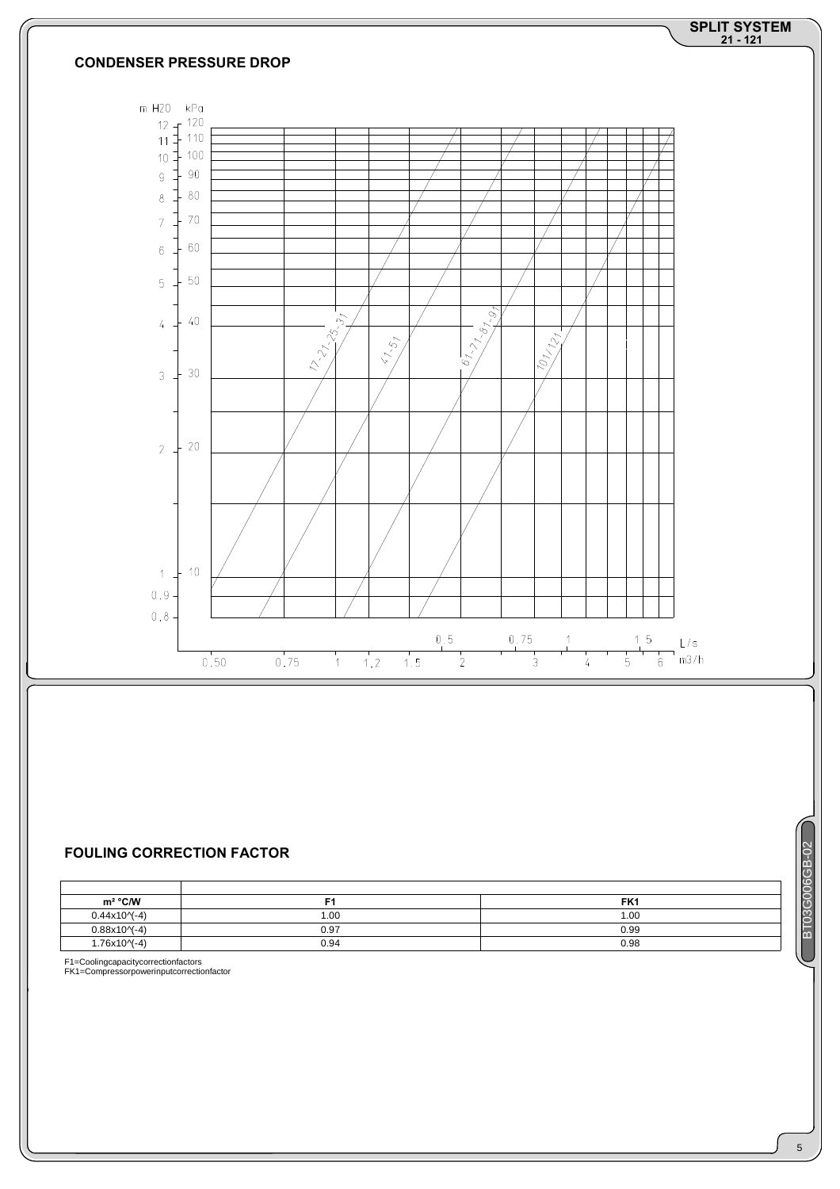## CONDENSER PRESSURE DROP

m H20 kPa

12 – 120
11 – 110
10 – 100
9 – 90
8 – 80
7 – 70
6 – 60
5 – 50
4 – 40
3 – 30
2 – 20
1 – 10
0.9
0.8

17-21-25-31
41-51
61-71-81-91
101/121

0.5 0.75 1 1.5 L/s

0.50 0.75 1 1.2 1.5 2 3 4 5 6 m3/h

## FOULING CORRECTION FACTOR

| m² °C/W | F1 | FK1 |
|---|---|---|
| 0.44x10^(-4) | 1.00 | 1.00 |
| 0.88x10^(-4) | 0.97 | 0.99 |
| 1.76x10^(-4) | 0.94 | 0.98 |

F1=Coolingcapacitycorrectionfactors
FK1=Compressorpowerinputcorrectionfactor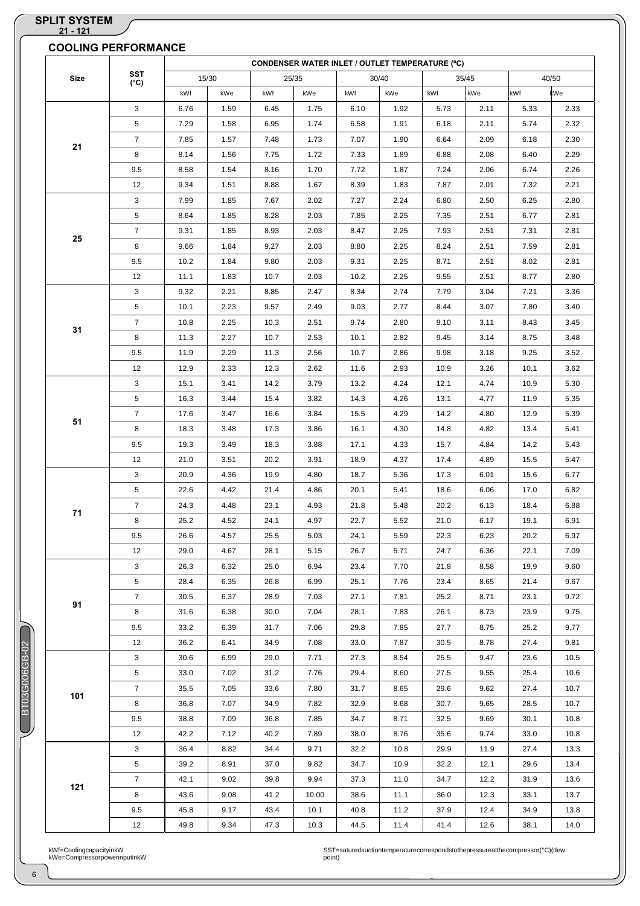## SPLIT SYSTEM

### 21 - 121

## COOLING PERFORMANCE

| Size | SST (°C) | CONDENSER WATER INLET / OUTLET TEMPERATURE (°C) | | | | | | | | | |
|---|---|---|---|---|---|---|---|---|---|---|---|
| | | 15/30 | | 25/35 | | 30/40 | | 35/45 | | 40/50 | |
| | | kWf | kWe | kWf | kWe | kWf | kWe | kWf | kWe | kWf | kWe |
| 21 | 3 | 6.76 | 1.59 | 6.45 | 1.75 | 6.10 | 1.92 | 5.73 | 2.11 | 5.33 | 2.33 |
| | 5 | 7.29 | 1.58 | 6.95 | 1.74 | 6.58 | 1.91 | 6.18 | 2.11 | 5.74 | 2.32 |
| | 7 | 7.85 | 1.57 | 7.48 | 1.73 | 7.07 | 1.90 | 6.64 | 2.09 | 6.18 | 2.30 |
| | 8 | 8.14 | 1.56 | 7.75 | 1.72 | 7.33 | 1.89 | 6.88 | 2.08 | 6.40 | 2.29 |
| | 9.5 | 8.58 | 1.54 | 8.16 | 1.70 | 7.72 | 1.87 | 7.24 | 2.06 | 6.74 | 2.26 |
| | 12 | 9.34 | 1.51 | 8.88 | 1.67 | 8.39 | 1.83 | 7.87 | 2.01 | 7.32 | 2.21 |
| 25 | 3 | 7.99 | 1.85 | 7.67 | 2.02 | 7.27 | 2.24 | 6.80 | 2.50 | 6.25 | 2.80 |
| | 5 | 8.64 | 1.85 | 8.28 | 2.03 | 7.85 | 2.25 | 7.35 | 2.51 | 6.77 | 2.81 |
| | 7 | 9.31 | 1.85 | 8.93 | 2.03 | 8.47 | 2.25 | 7.93 | 2.51 | 7.31 | 2.81 |
| | 8 | 9.66 | 1.84 | 9.27 | 2.03 | 8.80 | 2.25 | 8.24 | 2.51 | 7.59 | 2.81 |
| | 9.5 | 10.2 | 1.84 | 9.80 | 2.03 | 9.31 | 2.25 | 8.71 | 2.51 | 8.02 | 2.81 |
| | 12 | 11.1 | 1.83 | 10.7 | 2.03 | 10.2 | 2.25 | 9.55 | 2.51 | 8.77 | 2.80 |
| 31 | 3 | 9.32 | 2.21 | 8.85 | 2.47 | 8.34 | 2.74 | 7.79 | 3.04 | 7.21 | 3.36 |
| | 5 | 10.1 | 2.23 | 9.57 | 2.49 | 9.03 | 2.77 | 8.44 | 3.07 | 7.80 | 3.40 |
| | 7 | 10.8 | 2.25 | 10.3 | 2.51 | 9.74 | 2.80 | 9.10 | 3.11 | 8.43 | 3.45 |
| | 8 | 11.3 | 2.27 | 10.7 | 2.53 | 10.1 | 2.82 | 9.45 | 3.14 | 8.75 | 3.48 |
| | 9.5 | 11.9 | 2.29 | 11.3 | 2.56 | 10.7 | 2.86 | 9.98 | 3.18 | 9.25 | 3.52 |
| | 12 | 12.9 | 2.33 | 12.3 | 2.62 | 11.6 | 2.93 | 10.9 | 3.26 | 10.1 | 3.62 |
| 51 | 3 | 15.1 | 3.41 | 14.2 | 3.79 | 13.2 | 4.24 | 12.1 | 4.74 | 10.9 | 5.30 |
| | 5 | 16.3 | 3.44 | 15.4 | 3.82 | 14.3 | 4.26 | 13.1 | 4.77 | 11.9 | 5.35 |
| | 7 | 17.6 | 3.47 | 16.6 | 3.84 | 15.5 | 4.29 | 14.2 | 4.80 | 12.9 | 5.39 |
| | 8 | 18.3 | 3.48 | 17.3 | 3.86 | 16.1 | 4.30 | 14.8 | 4.82 | 13.4 | 5.41 |
| | 9.5 | 19.3 | 3.49 | 18.3 | 3.88 | 17.1 | 4.33 | 15.7 | 4.84 | 14.2 | 5.43 |
| | 12 | 21.0 | 3.51 | 20.2 | 3.91 | 18.9 | 4.37 | 17.4 | 4.89 | 15.5 | 5.47 |
| 71 | 3 | 20.9 | 4.36 | 19.9 | 4.80 | 18.7 | 5.36 | 17.3 | 6.01 | 15.6 | 6.77 |
| | 5 | 22.6 | 4.42 | 21.4 | 4.86 | 20.1 | 5.41 | 18.6 | 6.06 | 17.0 | 6.82 |
| | 7 | 24.3 | 4.48 | 23.1 | 4.93 | 21.8 | 5.48 | 20.2 | 6.13 | 18.4 | 6.88 |
| | 8 | 25.2 | 4.52 | 24.1 | 4.97 | 22.7 | 5.52 | 21.0 | 6.17 | 19.1 | 6.91 |
| | 9.5 | 26.6 | 4.57 | 25.5 | 5.03 | 24.1 | 5.59 | 22.3 | 6.23 | 20.2 | 6.97 |
| | 12 | 29.0 | 4.67 | 28.1 | 5.15 | 26.7 | 5.71 | 24.7 | 6.36 | 22.1 | 7.09 |
| 91 | 3 | 26.3 | 6.32 | 25.0 | 6.94 | 23.4 | 7.70 | 21.8 | 8.58 | 19.9 | 9.60 |
| | 5 | 28.4 | 6.35 | 26.8 | 6.99 | 25.1 | 7.76 | 23.4 | 8.65 | 21.4 | 9.67 |
| | 7 | 30.5 | 6.37 | 28.9 | 7.03 | 27.1 | 7.81 | 25.2 | 8.71 | 23.1 | 9.72 |
| | 8 | 31.6 | 6.38 | 30.0 | 7.04 | 28.1 | 7.83 | 26.1 | 8.73 | 23.9 | 9.75 |
| | 9.5 | 33.2 | 6.39 | 31.7 | 7.06 | 29.8 | 7.85 | 27.7 | 8.75 | 25.2 | 9.77 |
| | 12 | 36.2 | 6.41 | 34.9 | 7.08 | 33.0 | 7.87 | 30.5 | 8.78 | 27.4 | 9.81 |
| 101 | 3 | 30.6 | 6.99 | 29.0 | 7.71 | 27.3 | 8.54 | 25.5 | 9.47 | 23.6 | 10.5 |
| | 5 | 33.0 | 7.02 | 31.2 | 7.76 | 29.4 | 8.60 | 27.5 | 9.55 | 25.4 | 10.6 |
| | 7 | 35.5 | 7.05 | 33.6 | 7.80 | 31.7 | 8.65 | 29.6 | 9.62 | 27.4 | 10.7 |
| | 8 | 36.8 | 7.07 | 34.9 | 7.82 | 32.9 | 8.68 | 30.7 | 9.65 | 28.5 | 10.7 |
| | 9.5 | 38.8 | 7.09 | 36.8 | 7.85 | 34.7 | 8.71 | 32.5 | 9.69 | 30.1 | 10.8 |
| | 12 | 42.2 | 7.12 | 40.2 | 7.89 | 38.0 | 8.76 | 35.6 | 9.74 | 33.0 | 10.8 |
| 121 | 3 | 36.4 | 8.82 | 34.4 | 9.71 | 32.2 | 10.8 | 29.9 | 11.9 | 27.4 | 13.3 |
| | 5 | 39.2 | 8.91 | 37.0 | 9.82 | 34.7 | 10.9 | 32.2 | 12.1 | 29.6 | 13.4 |
| | 7 | 42.1 | 9.02 | 39.8 | 9.94 | 37.3 | 11.0 | 34.7 | 12.2 | 31.9 | 13.6 |
| | 8 | 43.6 | 9.08 | 41.2 | 10.00 | 38.6 | 11.1 | 36.0 | 12.3 | 33.1 | 13.7 |
| | 9.5 | 45.8 | 9.17 | 43.4 | 10.1 | 40.8 | 11.2 | 37.9 | 12.4 | 34.9 | 13.8 |
| | 12 | 49.8 | 9.34 | 47.3 | 10.3 | 44.5 | 11.4 | 41.4 | 12.6 | 38.1 | 14.0 |

kWf=CoolingcapacityinkW
kWe=CompressorpowerinputinkW

SST=saturedsuctiontemperaturecorrespondstothepressureatthecompressor(°C)(dew point)

BT03G006GB-02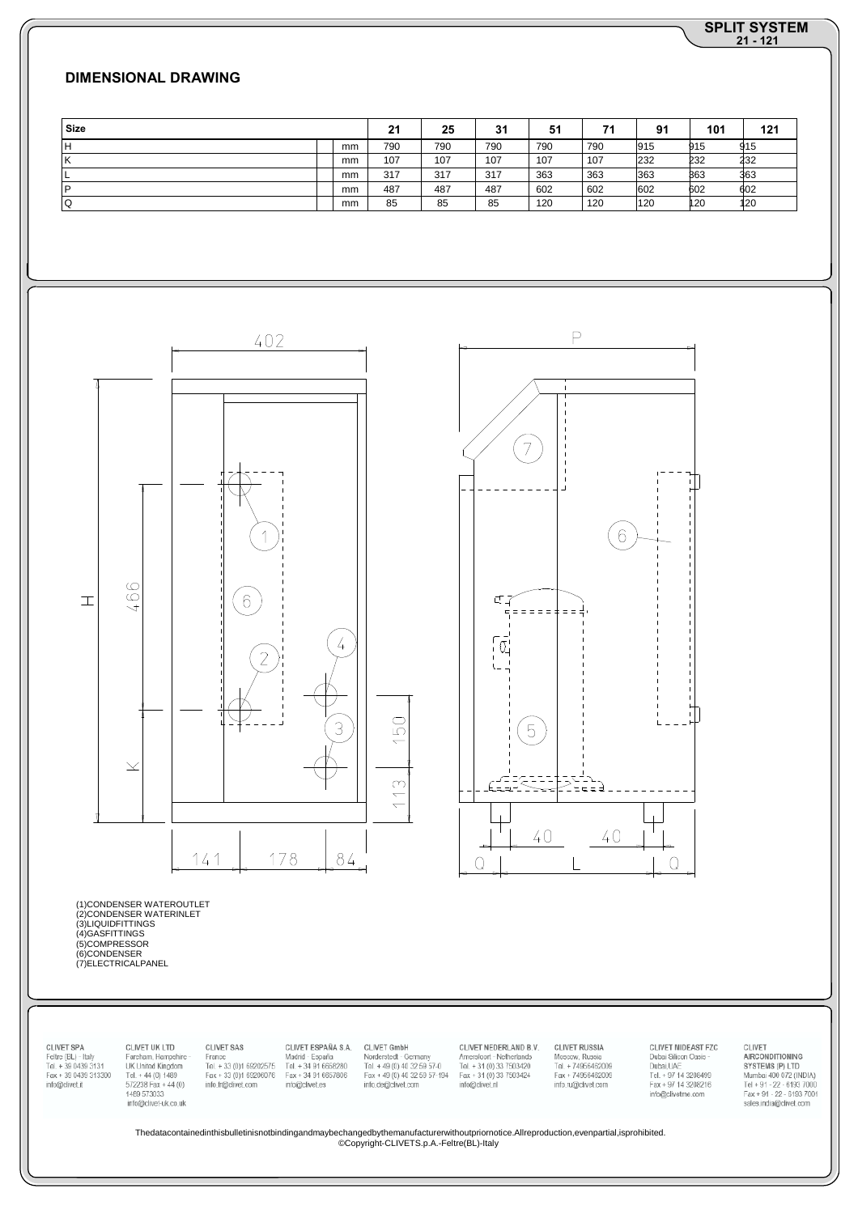## DIMENSIONAL DRAWING

| Size | | | 21 | 25 | 31 | 51 | 71 | 91 | 101 | 121 |
|---|---|---|---|---|---|---|---|---|---|---|
| H | | mm | 790 | 790 | 790 | 790 | 790 | 915 | 915 | 915 |
| K | | mm | 107 | 107 | 107 | 107 | 107 | 232 | 232 | 232 |
| L | | mm | 317 | 317 | 317 | 363 | 363 | 363 | 363 | 363 |
| P | | mm | 487 | 487 | 487 | 602 | 602 | 602 | 602 | 602 |
| Q | | mm | 85 | 85 | 85 | 120 | 120 | 120 | 120 | 120 |

402
H
466
K
150
113
141
178
84
P
40
40
Q
L
Q

(1)CONDENSER WATEROUTLET
(2)CONDENSER WATERINLET
(3)LIQUIDFITTINGS
(4)GASFITTINGS
(5)COMPRESSOR
(6)CONDENSER
(7)ELECTRICALPANEL

CLIVET SPA
Feltre (BL) - Italy
Tel. + 39 0439 3131
Fax + 39 0439 313300
info@clivet.it

CLIVET UK LTD
Fareham, Hampshire - UK United Kingdom
Tel. + 44 (0) 1489 572238 Fax + 44 (0) 1489 573033
info@clivet-uk.co.uk

CLIVET SAS
France
Tel. + 33 (0)1 69202575
Fax + 33 (0)1 69206076
info.fr@clivet.com

CLIVET ESPAÑA S.A.
Madrid - España
Tel. + 34 91 6658280
Fax + 34 91 6657806
info@clivet.es

CLIVET GmbH
Norderstedt - Germany
Tel. + 49 (0) 40 32 59 57-0
Fax + 49 (0) 40 32 59 57-194
info.de@clivet.com

CLIVET NEDERLAND B.V.
Amersfoort - Netherlands
Tel. + 31 (0) 33 7503420
Fax + 31 (0) 33 7503424
info@clivet.nl

CLIVET RUSSIA
Moscow, Russia
Tel. + 74956462009
Fax + 74956462009
info.ru@clivet.com

CLIVET MIDEAST FZC
Dubai Silicon Oasis - Dubai UAE
Tel. + 97 14 3208499
Fax + 97 14 3208216
info@clivetme.com

CLIVET AIRCONDITIONING SYSTEMS (P) LTD
Mumbai 400 072 (INDIA)
Tel + 91 - 22 - 6193 7000
Fax + 91 - 22 - 6193 7001
sales.india@clivet.com

Thedatacontainedinthisbulletinisnotbindingandmaybechangedbythemanufacturerwithoutpriornotice.Allreproduction,evenpartial,isprohibited.
©Copyright-CLIVETS.p.A.-Feltre(BL)-Italy